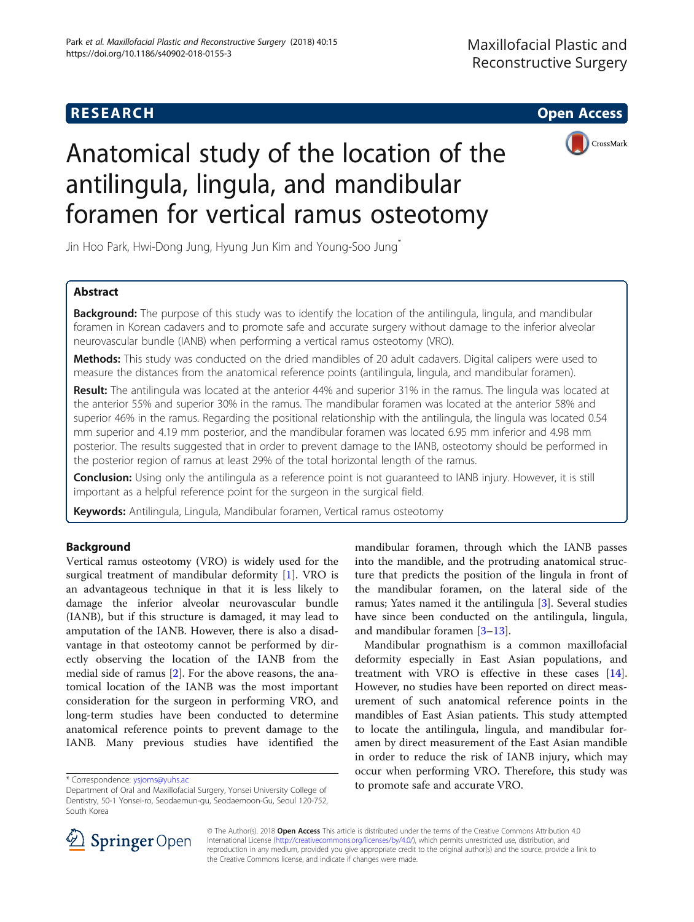RESEARCH Open Access

# Anatomical study of the location of the antilingula, lingula, and mandibular foramen for vertical ramus osteotomy

Jin Hoo Park, Hwi-Dong Jung, Hyung Jun Kim and Young-Soo Jung*

## Abstract

**Background:** The purpose of this study was to identify the location of the antilingula, lingula, and mandibular foramen in Korean cadavers and to promote safe and accurate surgery without damage to the inferior alveolar neurovascular bundle (IANB) when performing a vertical ramus osteotomy (VRO).

**Methods:** This study was conducted on the dried mandibles of 20 adult cadavers. Digital calipers were used to measure the distances from the anatomical reference points (antilingula, lingula, and mandibular foramen).

**Result:** The antilingula was located at the anterior 44% and superior 31% in the ramus. The lingula was located at the anterior 55% and superior 30% in the ramus. The mandibular foramen was located at the anterior 58% and superior 46% in the ramus. Regarding the positional relationship with the antilingula, the lingula was located 0.54 mm superior and 4.19 mm posterior, and the mandibular foramen was located 6.95 mm inferior and 4.98 mm posterior. The results suggested that in order to prevent damage to the IANB, osteotomy should be performed in the posterior region of ramus at least 29% of the total horizontal length of the ramus.

**Conclusion:** Using only the antilingula as a reference point is not guaranteed to IANB injury. However, it is still important as a helpful reference point for the surgeon in the surgical field.

**Keywords:** Antilingula, Lingula, Mandibular foramen, Vertical ramus osteotomy

## Background

Vertical ramus osteotomy (VRO) is widely used for the surgical treatment of mandibular deformity [1]. VRO is an advantageous technique in that it is less likely to damage the inferior alveolar neurovascular bundle (IANB), but if this structure is damaged, it may lead to amputation of the IANB. However, there is also a disadvantage in that osteotomy cannot be performed by directly observing the location of the IANB from the medial side of ramus [2]. For the above reasons, the anatomical location of the IANB was the most important consideration for the surgeon in performing VRO, and long-term studies have been conducted to determine anatomical reference points to prevent damage to the IANB. Many previous studies have identified the mandibular foramen, through which the IANB passes into the mandible, and the protruding anatomical structure that predicts the position of the lingula in front of the mandibular foramen, on the lateral side of the ramus; Yates named it the antilingula [3]. Several studies have since been conducted on the antilingula, lingula, and mandibular foramen [3–13].

Mandibular prognathism is a common maxillofacial deformity especially in East Asian populations, and treatment with VRO is effective in these cases [14]. However, no studies have been reported on direct measurement of such anatomical reference points in the mandibles of East Asian patients. This study attempted to locate the antilingula, lingula, and mandibular foramen by direct measurement of the East Asian mandible in order to reduce the risk of IANB injury, which may occur when performing VRO. Therefore, this study was to promote safe and accurate VRO.

* Correspondence: ysjoms@yuhs.ac
Department of Oral and Maxillofacial Surgery, Yonsei University College of Dentistry, 50-1 Yonsei-ro, Seodaemun-gu, Seodaemoon-Gu, Seoul 120-752, South Korea

© The Author(s). 2018 **Open Access** This article is distributed under the terms of the Creative Commons Attribution 4.0 International License (http://creativecommons.org/licenses/by/4.0/), which permits unrestricted use, distribution, and reproduction in any medium, provided you give appropriate credit to the original author(s) and the source, provide a link to the Creative Commons license, and indicate if changes were made.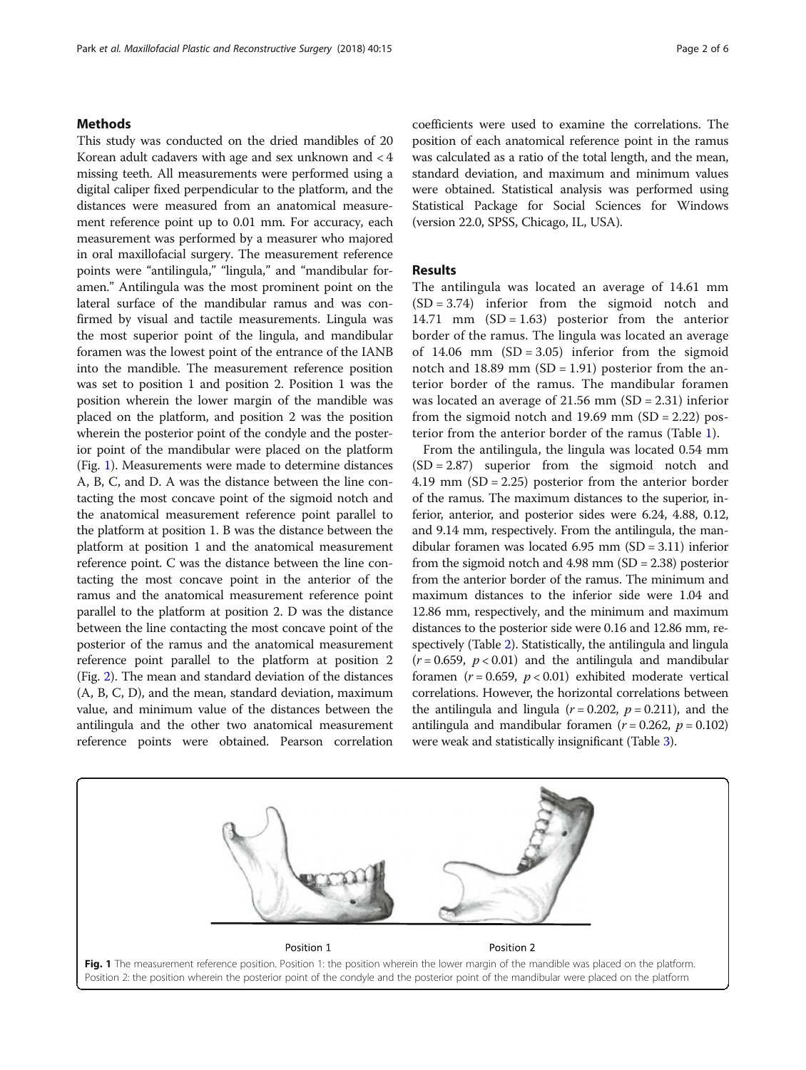## Methods

This study was conducted on the dried mandibles of 20 Korean adult cadavers with age and sex unknown and < 4 missing teeth. All measurements were performed using a digital caliper fixed perpendicular to the platform, and the distances were measured from an anatomical measurement reference point up to 0.01 mm. For accuracy, each measurement was performed by a measurer who majored in oral maxillofacial surgery. The measurement reference points were "antilingula," "lingula," and "mandibular foramen." Antilingula was the most prominent point on the lateral surface of the mandibular ramus and was confirmed by visual and tactile measurements. Lingula was the most superior point of the lingula, and mandibular foramen was the lowest point of the entrance of the IANB into the mandible. The measurement reference position was set to position 1 and position 2. Position 1 was the position wherein the lower margin of the mandible was placed on the platform, and position 2 was the position wherein the posterior point of the condyle and the posterior point of the mandibular were placed on the platform (Fig. 1). Measurements were made to determine distances A, B, C, and D. A was the distance between the line contacting the most concave point of the sigmoid notch and the anatomical measurement reference point parallel to the platform at position 1. B was the distance between the platform at position 1 and the anatomical measurement reference point. C was the distance between the line contacting the most concave point in the anterior of the ramus and the anatomical measurement reference point parallel to the platform at position 2. D was the distance between the line contacting the most concave point of the posterior of the ramus and the anatomical measurement reference point parallel to the platform at position 2 (Fig. 2). The mean and standard deviation of the distances (A, B, C, D), and the mean, standard deviation, maximum value, and minimum value of the distances between the antilingula and the other two anatomical measurement reference points were obtained. Pearson correlation coefficients were used to examine the correlations. The position of each anatomical reference point in the ramus was calculated as a ratio of the total length, and the mean, standard deviation, and maximum and minimum values were obtained. Statistical analysis was performed using Statistical Package for Social Sciences for Windows (version 22.0, SPSS, Chicago, IL, USA).

## Results

The antilingula was located an average of 14.61 mm (SD = 3.74) inferior from the sigmoid notch and 14.71 mm (SD = 1.63) posterior from the anterior border of the ramus. The lingula was located an average of 14.06 mm (SD = 3.05) inferior from the sigmoid notch and 18.89 mm (SD = 1.91) posterior from the anterior border of the ramus. The mandibular foramen was located an average of 21.56 mm (SD = 2.31) inferior from the sigmoid notch and 19.69 mm (SD = 2.22) posterior from the anterior border of the ramus (Table 1).

From the antilingula, the lingula was located 0.54 mm (SD = 2.87) superior from the sigmoid notch and 4.19 mm (SD = 2.25) posterior from the anterior border of the ramus. The maximum distances to the superior, inferior, anterior, and posterior sides were 6.24, 4.88, 0.12, and 9.14 mm, respectively. From the antilingula, the mandibular foramen was located 6.95 mm (SD = 3.11) inferior from the sigmoid notch and 4.98 mm (SD = 2.38) posterior from the anterior border of the ramus. The minimum and maximum distances to the inferior side were 1.04 and 12.86 mm, respectively, and the minimum and maximum distances to the posterior side were 0.16 and 12.86 mm, respectively (Table 2). Statistically, the antilingula and lingula ($r = 0.659$, $p < 0.01$) and the antilingula and mandibular foramen ($r = 0.659$, $p < 0.01$) exhibited moderate vertical correlations. However, the horizontal correlations between the antilingula and lingula ($r = 0.202$, $p = 0.211$), and the antilingula and mandibular foramen ($r = 0.262$, $p = 0.102$) were weak and statistically insignificant (Table 3).

Position 1 Position 2

Fig. 1 The measurement reference position. Position 1: the position wherein the lower margin of the mandible was placed on the platform. Position 2: the position wherein the posterior point of the condyle and the posterior point of the mandibular were placed on the platform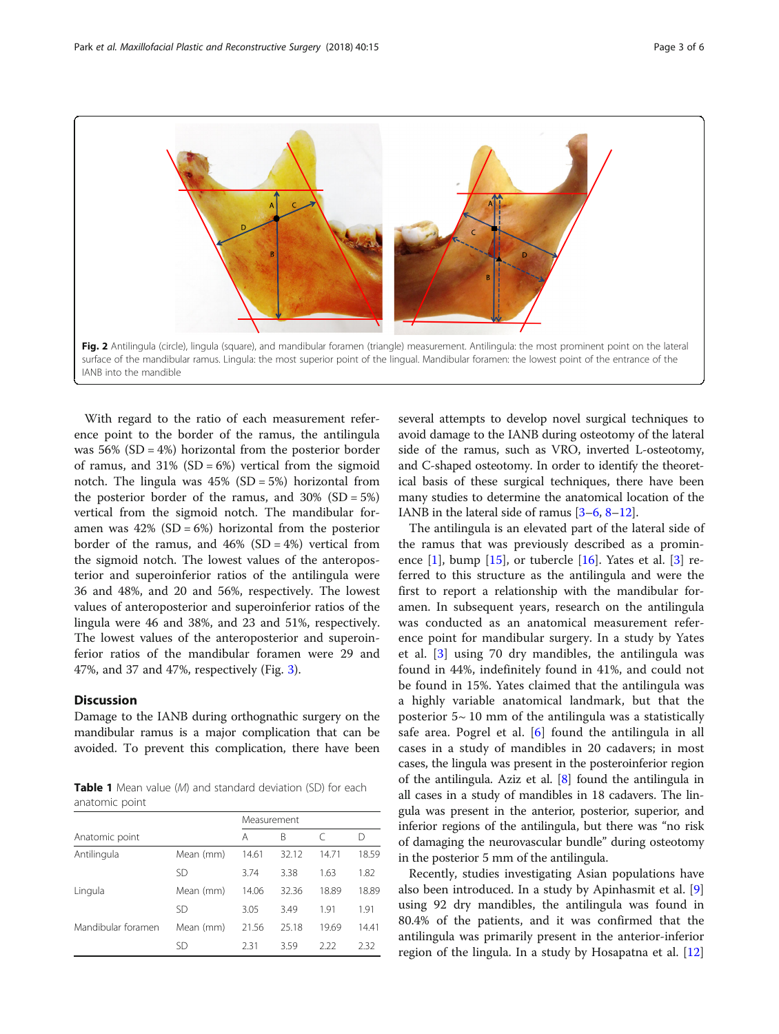Fig. 2 Antilingula (circle), lingula (square), and mandibular foramen (triangle) measurement. Antilingula: the most prominent point on the lateral surface of the mandibular ramus. Lingula: the most superior point of the lingual. Mandibular foramen: the lowest point of the entrance of the IANB into the mandible

With regard to the ratio of each measurement reference point to the border of the ramus, the antilingula was 56% (SD = 4%) horizontal from the posterior border of ramus, and 31% (SD = 6%) vertical from the sigmoid notch. The lingula was 45% (SD = 5%) horizontal from the posterior border of the ramus, and 30% (SD = 5%) vertical from the sigmoid notch. The mandibular foramen was 42% (SD = 6%) horizontal from the posterior border of the ramus, and 46% (SD = 4%) vertical from the sigmoid notch. The lowest values of the anteroposterior and superoinferior ratios of the antilingula were 36 and 48%, and 20 and 56%, respectively. The lowest values of anteroposterior and superoinferior ratios of the lingula were 46 and 38%, and 23 and 51%, respectively. The lowest values of the anteroposterior and superoinferior ratios of the mandibular foramen were 29 and 47%, and 37 and 47%, respectively (Fig. 3).

## Discussion

Damage to the IANB during orthognathic surgery on the mandibular ramus is a major complication that can be avoided. To prevent this complication, there have been several attempts to develop novel surgical techniques to avoid damage to the IANB during osteotomy of the lateral side of the ramus, such as VRO, inverted L-osteotomy, and C-shaped osteotomy. In order to identify the theoretical basis of these surgical techniques, there have been many studies to determine the anatomical location of the IANB in the lateral side of ramus [3–6, 8–12].

The antilingula is an elevated part of the lateral side of the ramus that was previously described as a prominence [1], bump [15], or tubercle [16]. Yates et al. [3] referred to this structure as the antilingula and were the first to report a relationship with the mandibular foramen. In subsequent years, research on the antilingula was conducted as an anatomical measurement reference point for mandibular surgery. In a study by Yates et al. [3] using 70 dry mandibles, the antilingula was found in 44%, indefinitely found in 41%, and could not be found in 15%. Yates claimed that the antilingula was a highly variable anatomical landmark, but that the posterior 5~ 10 mm of the antilingula was a statistically safe area. Pogrel et al. [6] found the antilingula in all cases in a study of mandibles in 20 cadavers; in most cases, the lingula was present in the posteroinferior region of the antilingula. Aziz et al. [8] found the antilingula in all cases in a study of mandibles in 18 cadavers. The lingula was present in the anterior, posterior, superior, and inferior regions of the antilingula, but there was "no risk of damaging the neurovascular bundle" during osteotomy in the posterior 5 mm of the antilingula.

Recently, studies investigating Asian populations have also been introduced. In a study by Apinhasmit et al. [9] using 92 dry mandibles, the antilingula was found in 80.4% of the patients, and it was confirmed that the antilingula was primarily present in the anterior-inferior region of the lingula. In a study by Hosapatna et al. [12]

**Table 1** Mean value (*M*) and standard deviation (SD) for each anatomic point

| Anatomic point | | Measurement A | B | C | D |
|---|---|---|---|---|---|
| Antilingula | Mean (mm) | 14.61 | 32.12 | 14.71 | 18.59 |
| | SD | 3.74 | 3.38 | 1.63 | 1.82 |
| Lingula | Mean (mm) | 14.06 | 32.36 | 18.89 | 18.89 |
| | SD | 3.05 | 3.49 | 1.91 | 1.91 |
| Mandibular foramen | Mean (mm) | 21.56 | 25.18 | 19.69 | 14.41 |
| | SD | 2.31 | 3.59 | 2.22 | 2.32 |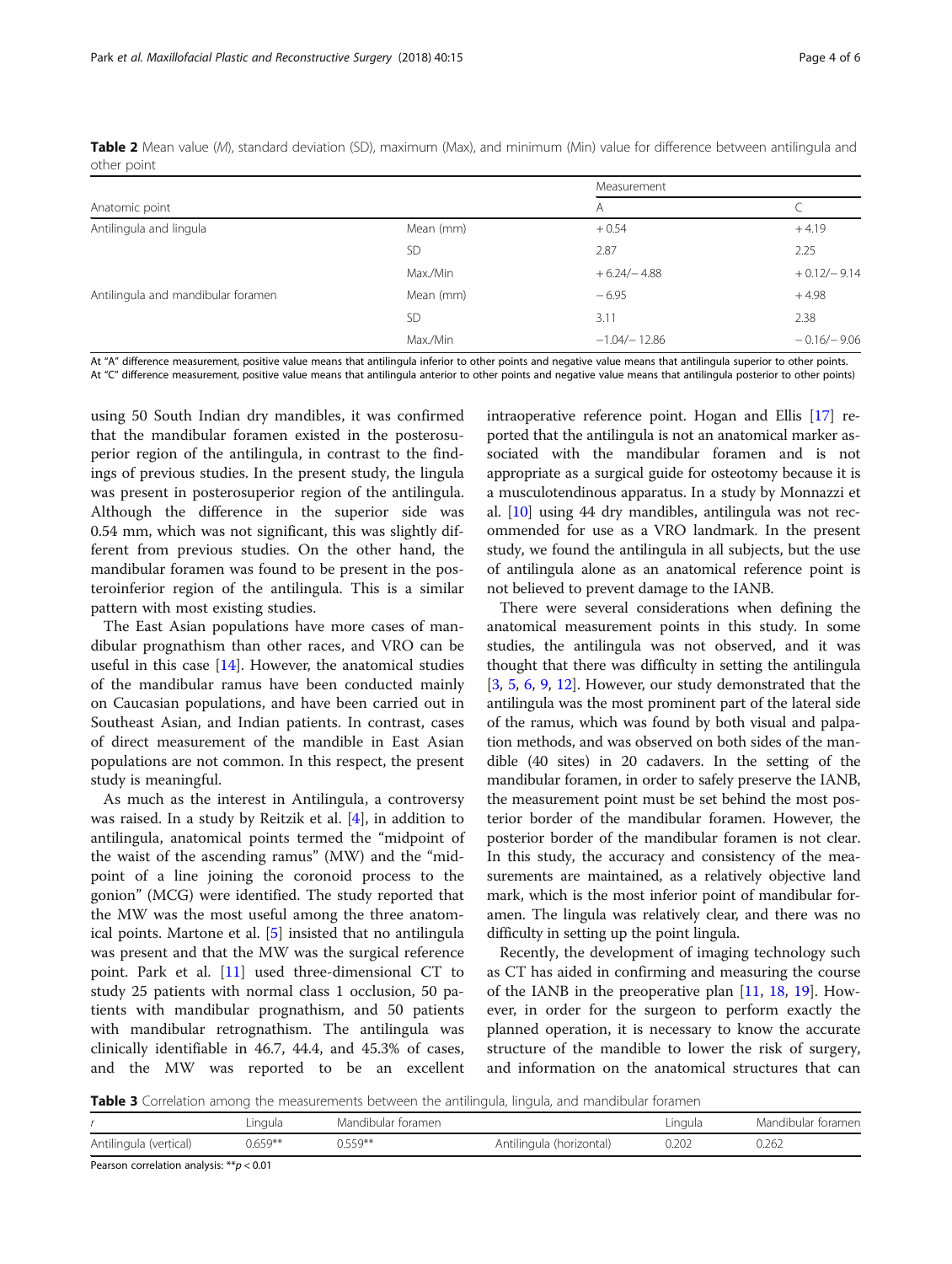**Table 2** Mean value (*M*), standard deviation (SD), maximum (Max), and minimum (Min) value for difference between antilingula and other point

| Anatomic point | | Measurement | |
|---|---|---|---|
| | | A | C |
| Antilingula and lingula | Mean (mm) | + 0.54 | + 4.19 |
| | SD | 2.87 | 2.25 |
| | Max./Min | + 6.24/− 4.88 | + 0.12/− 9.14 |
| Antilingula and mandibular foramen | Mean (mm) | − 6.95 | + 4.98 |
| | SD | 3.11 | 2.38 |
| | Max./Min | −1.04/− 12.86 | − 0.16/− 9.06 |

At "A" difference measurement, positive value means that antilingula inferior to other points and negative value means that antilingula superior to other points.
At "C" difference measurement, positive value means that antilingula anterior to other points and negative value means that antilingula posterior to other points)

using 50 South Indian dry mandibles, it was confirmed that the mandibular foramen existed in the posterosuperior region of the antilingula, in contrast to the findings of previous studies. In the present study, the lingula was present in posterosuperior region of the antilingula. Although the difference in the superior side was 0.54 mm, which was not significant, this was slightly different from previous studies. On the other hand, the mandibular foramen was found to be present in the posteroinferior region of the antilingula. This is a similar pattern with most existing studies.

The East Asian populations have more cases of mandibular prognathism than other races, and VRO can be useful in this case [14]. However, the anatomical studies of the mandibular ramus have been conducted mainly on Caucasian populations, and have been carried out in Southeast Asian, and Indian patients. In contrast, cases of direct measurement of the mandible in East Asian populations are not common. In this respect, the present study is meaningful.

As much as the interest in Antilingula, a controversy was raised. In a study by Reitzik et al. [4], in addition to antilingula, anatomical points termed the "midpoint of the waist of the ascending ramus" (MW) and the "midpoint of a line joining the coronoid process to the gonion" (MCG) were identified. The study reported that the MW was the most useful among the three anatomical points. Martone et al. [5] insisted that no antilingula was present and that the MW was the surgical reference point. Park et al. [11] used three-dimensional CT to study 25 patients with normal class 1 occlusion, 50 patients with mandibular prognathism, and 50 patients with mandibular retrognathism. The antilingula was clinically identifiable in 46.7, 44.4, and 45.3% of cases, and the MW was reported to be an excellent intraoperative reference point. Hogan and Ellis [17] reported that the antilingula is not an anatomical marker associated with the mandibular foramen and is not appropriate as a surgical guide for osteotomy because it is a musculotendinous apparatus. In a study by Monnazzi et al. [10] using 44 dry mandibles, antilingula was not recommended for use as a VRO landmark. In the present study, we found the antilingula in all subjects, but the use of antilingula alone as an anatomical reference point is not believed to prevent damage to the IANB.

There were several considerations when defining the anatomical measurement points in this study. In some studies, the antilingula was not observed, and it was thought that there was difficulty in setting the antilingula [3, 5, 6, 9, 12]. However, our study demonstrated that the antilingula was the most prominent part of the lateral side of the ramus, which was found by both visual and palpation methods, and was observed on both sides of the mandible (40 sites) in 20 cadavers. In the setting of the mandibular foramen, in order to safely preserve the IANB, the measurement point must be set behind the most posterior border of the mandibular foramen. However, the posterior border of the mandibular foramen is not clear. In this study, the accuracy and consistency of the measurements are maintained, as a relatively objective land mark, which is the most inferior point of mandibular foramen. The lingula was relatively clear, and there was no difficulty in setting up the point lingula.

Recently, the development of imaging technology such as CT has aided in confirming and measuring the course of the IANB in the preoperative plan [11, 18, 19]. However, in order for the surgeon to perform exactly the planned operation, it is necessary to know the accurate structure of the mandible to lower the risk of surgery, and information on the anatomical structures that can

**Table 3** Correlation among the measurements between the antilingula, lingula, and mandibular foramen

| *r* | Lingula | Mandibular foramen | | Lingula | Mandibular foramen |
|---|---|---|---|---|---|
| Antilingula (vertical) | 0.659** | 0.559** | Antilingula (horizontal) | 0.202 | 0.262 |

Pearson correlation analysis: $^{**}p < 0.01$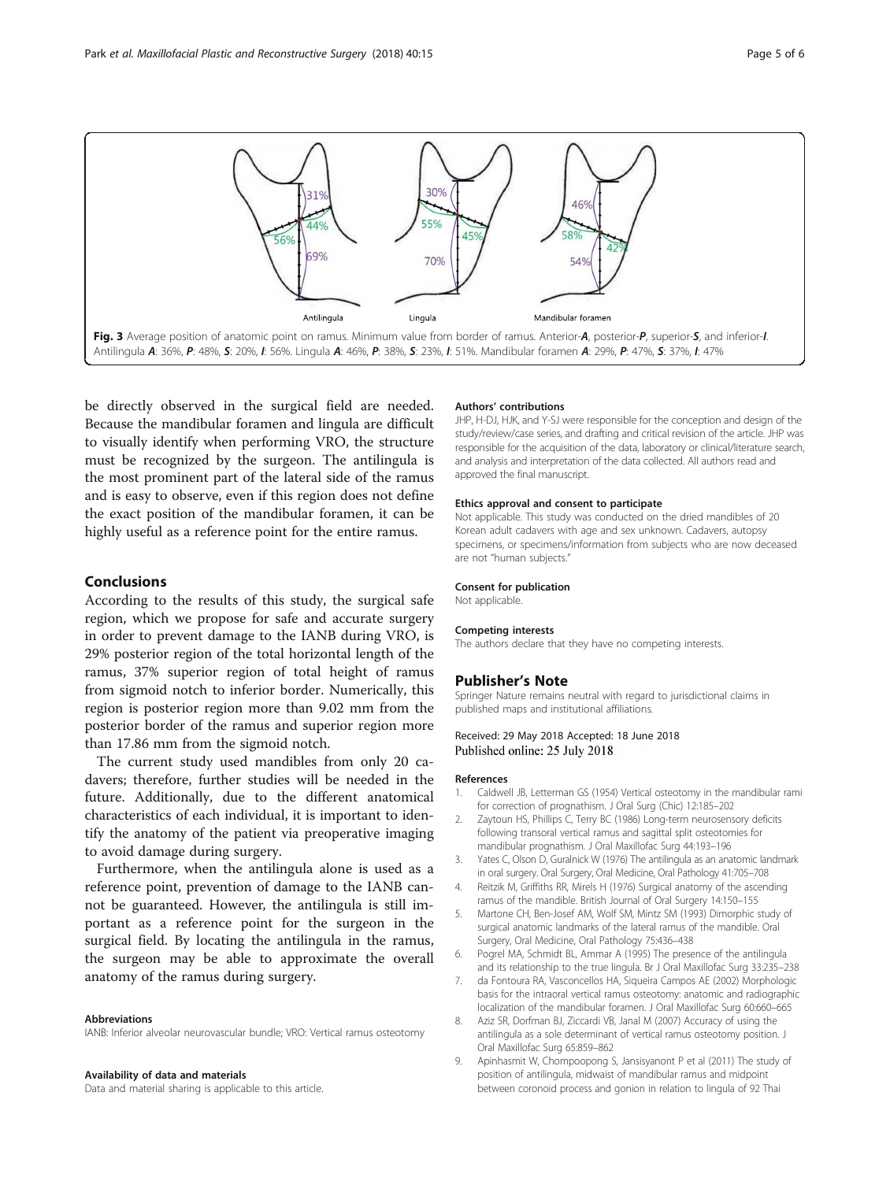Fig. 3 Average position of anatomic point on ramus. Minimum value from border of ramus. Anterior-***A***, posterior-***P***, superior-***S***, and inferior-***I***. Antilingula ***A***: 36%, ***P***: 48%, ***S***: 20%, ***I***: 56%. Lingula ***A***: 46%, ***P***: 38%, ***S***: 23%, ***I***: 51%. Mandibular foramen ***A***: 29%, ***P***: 47%, ***S***: 37%, ***I***: 47%

be directly observed in the surgical field are needed. Because the mandibular foramen and lingula are difficult to visually identify when performing VRO, the structure must be recognized by the surgeon. The antilingula is the most prominent part of the lateral side of the ramus and is easy to observe, even if this region does not define the exact position of the mandibular foramen, it can be highly useful as a reference point for the entire ramus.

## Conclusions

According to the results of this study, the surgical safe region, which we propose for safe and accurate surgery in order to prevent damage to the IANB during VRO, is 29% posterior region of the total horizontal length of the ramus, 37% superior region of total height of ramus from sigmoid notch to inferior border. Numerically, this region is posterior region more than 9.02 mm from the posterior border of the ramus and superior region more than 17.86 mm from the sigmoid notch.

The current study used mandibles from only 20 cadavers; therefore, further studies will be needed in the future. Additionally, due to the different anatomical characteristics of each individual, it is important to identify the anatomy of the patient via preoperative imaging to avoid damage during surgery.

Furthermore, when the antilingula alone is used as a reference point, prevention of damage to the IANB cannot be guaranteed. However, the antilingula is still important as a reference point for the surgeon in the surgical field. By locating the antilingula in the ramus, the surgeon may be able to approximate the overall anatomy of the ramus during surgery.

#### Abbreviations

IANB: Inferior alveolar neurovascular bundle; VRO: Vertical ramus osteotomy

#### Availability of data and materials

Data and material sharing is applicable to this article.

#### Authors' contributions

JHP, H-DJ, HJK, and Y-SJ were responsible for the conception and design of the study/review/case series, and drafting and critical revision of the article. JHP was responsible for the acquisition of the data, laboratory or clinical/literature search, and analysis and interpretation of the data collected. All authors read and approved the final manuscript.

#### Ethics approval and consent to participate

Not applicable. This study was conducted on the dried mandibles of 20 Korean adult cadavers with age and sex unknown. Cadavers, autopsy specimens, or specimens/information from subjects who are now deceased are not "human subjects."

#### Consent for publication

Not applicable.

#### Competing interests

The authors declare that they have no competing interests.

## Publisher's Note

Springer Nature remains neutral with regard to jurisdictional claims in published maps and institutional affiliations.

Received: 29 May 2018 Accepted: 18 June 2018
Published online: 25 July 2018

#### References

1. Caldwell JB, Letterman GS (1954) Vertical osteotomy in the mandibular rami for correction of prognathism. J Oral Surg (Chic) 12:185–202
2. Zaytoun HS, Phillips C, Terry BC (1986) Long-term neurosensory deficits following transoral vertical ramus and sagittal split osteotomies for mandibular prognathism. J Oral Maxillofac Surg 44:193–196
3. Yates C, Olson D, Guralnick W (1976) The antilingula as an anatomic landmark in oral surgery. Oral Surgery, Oral Medicine, Oral Pathology 41:705–708
4. Reitzik M, Griffiths RR, Mirels H (1976) Surgical anatomy of the ascending ramus of the mandible. British Journal of Oral Surgery 14:150–155
5. Martone CH, Ben-Josef AM, Wolf SM, Mintz SM (1993) Dimorphic study of surgical anatomic landmarks of the lateral ramus of the mandible. Oral Surgery, Oral Medicine, Oral Pathology 75:436–438
6. Pogrel MA, Schmidt BL, Ammar A (1995) The presence of the antilingula and its relationship to the true lingula. Br J Oral Maxillofac Surg 33:235–238
7. da Fontoura RA, Vasconcellos HA, Siqueira Campos AE (2002) Morphologic basis for the intraoral vertical ramus osteotomy: anatomic and radiographic localization of the mandibular foramen. J Oral Maxillofac Surg 60:660–665
8. Aziz SR, Dorfman BJ, Ziccardi VB, Janal M (2007) Accuracy of using the antilingula as a sole determinant of vertical ramus osteotomy position. J Oral Maxillofac Surg 65:859–862
9. Apinhasmit W, Chompoopong S, Jansisyanont P et al (2011) The study of position of antilingula, midwaist of mandibular ramus and midpoint between coronoid process and gonion in relation to lingula of 92 Thai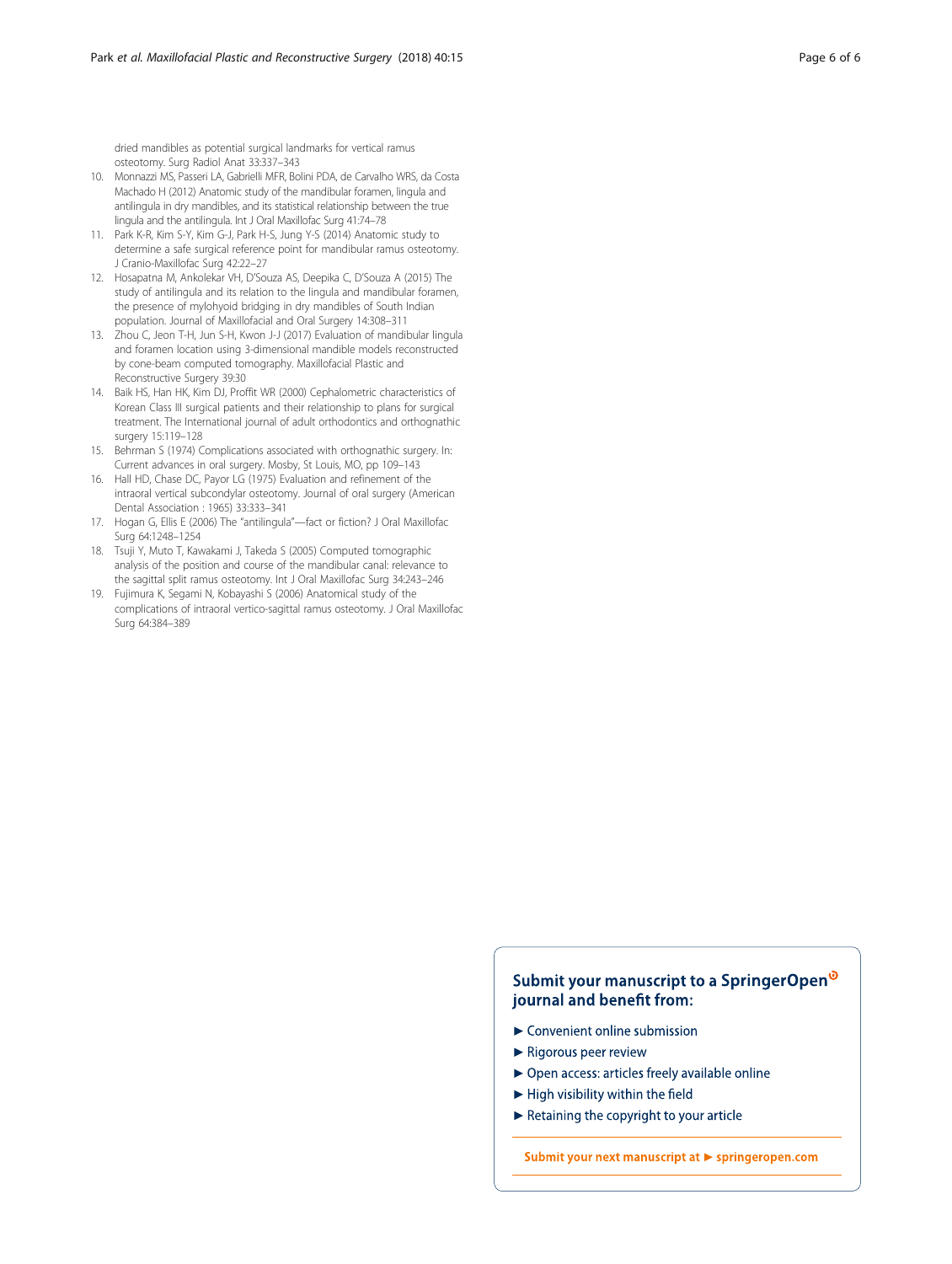dried mandibles as potential surgical landmarks for vertical ramus osteotomy. Surg Radiol Anat 33:337–343

10. Monnazzi MS, Passeri LA, Gabrielli MFR, Bolini PDA, de Carvalho WRS, da Costa Machado H (2012) Anatomic study of the mandibular foramen, lingula and antilingula in dry mandibles, and its statistical relationship between the true lingula and the antilingula. Int J Oral Maxillofac Surg 41:74–78
11. Park K-R, Kim S-Y, Kim G-J, Park H-S, Jung Y-S (2014) Anatomic study to determine a safe surgical reference point for mandibular ramus osteotomy. J Cranio-Maxillofac Surg 42:22–27
12. Hosapatna M, Ankolekar VH, D'Souza AS, Deepika C, D'Souza A (2015) The study of antilingula and its relation to the lingula and mandibular foramen, the presence of mylohyoid bridging in dry mandibles of South Indian population. Journal of Maxillofacial and Oral Surgery 14:308–311
13. Zhou C, Jeon T-H, Jun S-H, Kwon J-J (2017) Evaluation of mandibular lingula and foramen location using 3-dimensional mandible models reconstructed by cone-beam computed tomography. Maxillofacial Plastic and Reconstructive Surgery 39:30
14. Baik HS, Han HK, Kim DJ, Proffit WR (2000) Cephalometric characteristics of Korean Class III surgical patients and their relationship to plans for surgical treatment. The International journal of adult orthodontics and orthognathic surgery 15:119–128
15. Behrman S (1974) Complications associated with orthognathic surgery. In: Current advances in oral surgery. Mosby, St Louis, MO, pp 109–143
16. Hall HD, Chase DC, Payor LG (1975) Evaluation and refinement of the intraoral vertical subcondylar osteotomy. Journal of oral surgery (American Dental Association : 1965) 33:333–341
17. Hogan G, Ellis E (2006) The "antilingula"—fact or fiction? J Oral Maxillofac Surg 64:1248–1254
18. Tsuji Y, Muto T, Kawakami J, Takeda S (2005) Computed tomographic analysis of the position and course of the mandibular canal: relevance to the sagittal split ramus osteotomy. Int J Oral Maxillofac Surg 34:243–246
19. Fujimura K, Segami N, Kobayashi S (2006) Anatomical study of the complications of intraoral vertico-sagittal ramus osteotomy. J Oral Maxillofac Surg 64:384–389

**Submit your manuscript to a SpringerOpen journal and benefit from:**

- ► Convenient online submission
- ► Rigorous peer review
- ► Open access: articles freely available online
- ► High visibility within the field
- ► Retaining the copyright to your article

**Submit your next manuscript at ► springeropen.com**